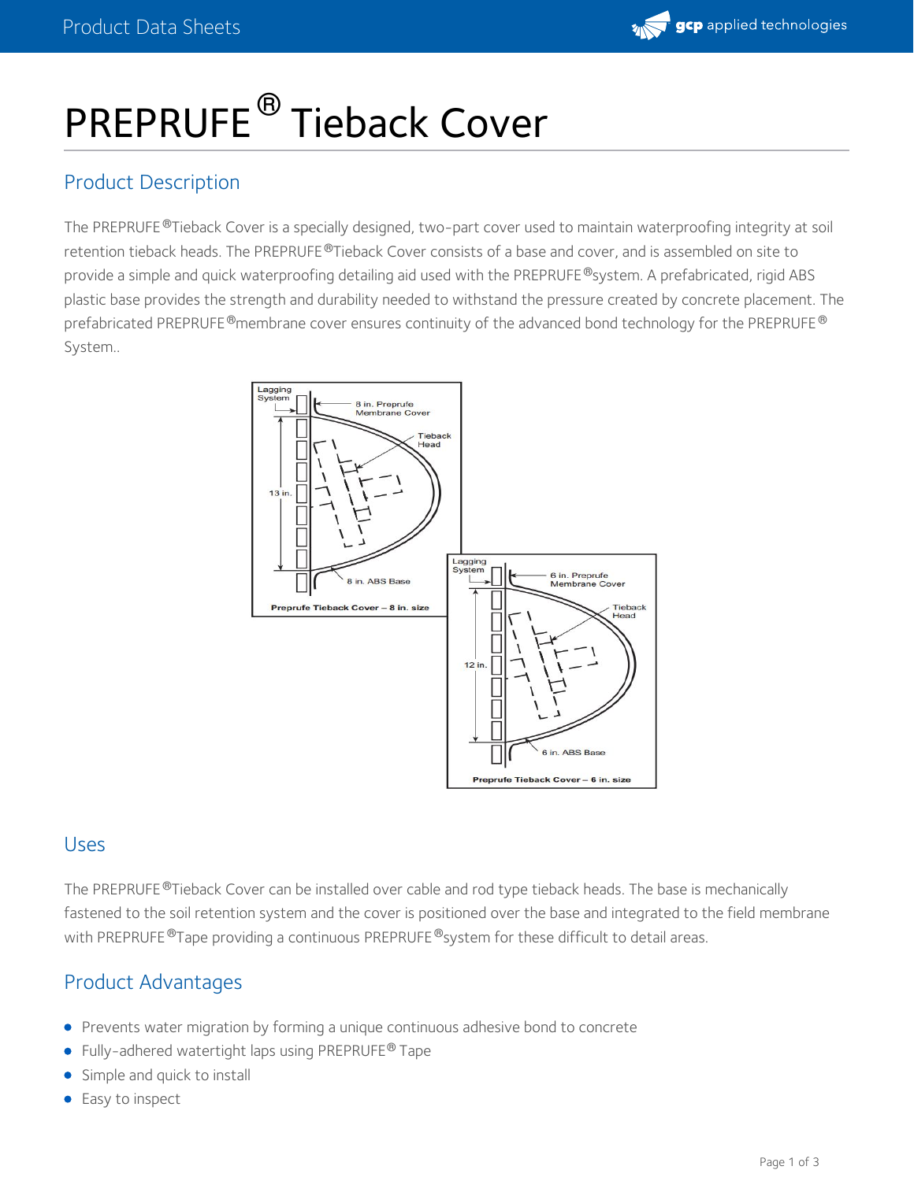# PREPRUFE® Tieback Cover

## Product Description

The PREPRUFE® Tieback Cover is a specially designed, two-part cover used to maintain waterproofing integrity at soil retention tieback heads. The PREPRUFE® Tieback Cover consists of a base and cover, and is assembled on site to provide a simple and quick waterproofing detailing aid used with the PREPRUFE® system. A prefabricated, rigid ABS plastic base provides the strength and durability needed to withstand the pressure created by concrete placement. The prefabricated PREPRUFE® membrane cover ensures continuity of the advanced bond technology for the PREPRUFE® System..

## Uses

The PREPRUFE® Tieback Cover can be installed over cable and rod type tieback heads. The base is mechanically fastened to the soil retention system and the cover is positioned over the base and integrated to the field membrane with PREPRUFE® Tape providing a continuous PREPRUFE® system for these difficult to detail areas.

## Product Advantages

- Prevents water migration by forming a unique continuous adhesive bond to concrete
- Fully-adhered watertight laps using PREPRUFE® Tape
- Simple and quick to install
- Easy to inspect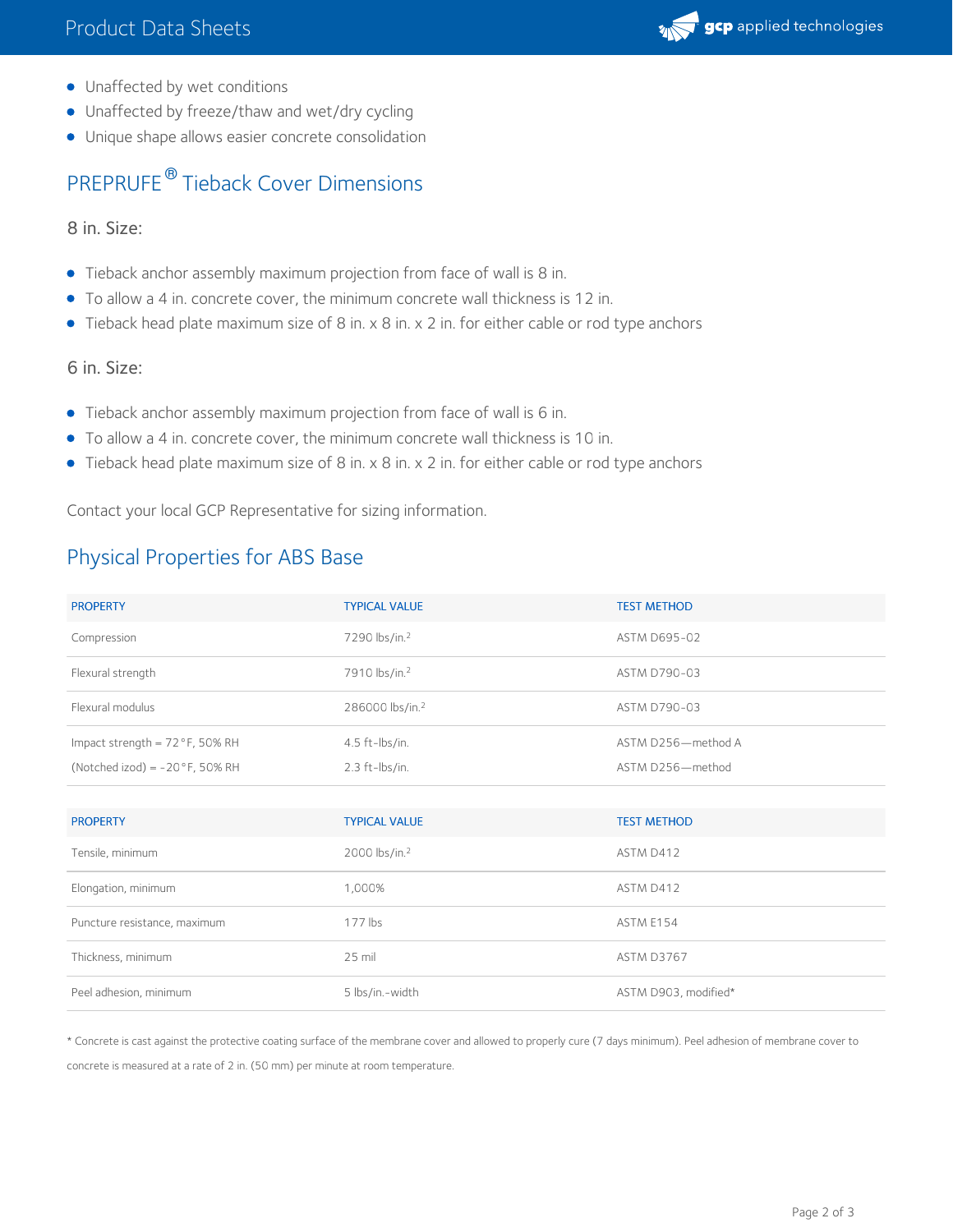- Unaffected by wet conditions
- Unaffected by freeze/thaw and wet/dry cycling
- Unique shape allows easier concrete consolidation

## PREPRUFE® Tieback Cover Dimensions

### 8 in. Size:

- Tieback anchor assembly maximum projection from face of wall is 8 in.
- To allow a 4 in. concrete cover, the minimum concrete wall thickness is 12 in.
- Tieback head plate maximum size of 8 in. x 8 in. x 2 in. for either cable or rod type anchors

### 6 in. Size:

- Tieback anchor assembly maximum projection from face of wall is 6 in.
- To allow a 4 in. concrete cover, the minimum concrete wall thickness is 10 in.
- Tieback head plate maximum size of 8 in. x 8 in. x 2 in. for either cable or rod type anchors

Contact your local GCP Representative for sizing information.

## Physical Properties for ABS Base

| PROPERTY | TYPICAL VALUE | TEST METHOD |
| --- | --- | --- |
| Compression | 7290 lbs/in.$^2$ | ASTM D695-02 |
| Flexural strength | 7910 lbs/in.$^2$ | ASTM D790-03 |
| Flexural modulus | 286000 lbs/in.$^2$ | ASTM D790-03 |
| Impact strength = 72°F, 50% RH<br>(Notched izod) = -20°F, 50% RH | 4.5 ft-lbs/in.<br>2.3 ft-lbs/in. | ASTM D256—method A<br>ASTM D256—method |

| PROPERTY | TYPICAL VALUE | TEST METHOD |
| --- | --- | --- |
| Tensile, minimum | 2000 lbs/in.$^2$ | ASTM D412 |
| Elongation, minimum | 1,000% | ASTM D412 |
| Puncture resistance, maximum | 177 lbs | ASTM E154 |
| Thickness, minimum | 25 mil | ASTM D3767 |
| Peel adhesion, minimum | 5 lbs/in.-width | ASTM D903, modified* |

* Concrete is cast against the protective coating surface of the membrane cover and allowed to properly cure (7 days minimum). Peel adhesion of membrane cover to concrete is measured at a rate of 2 in. (50 mm) per minute at room temperature.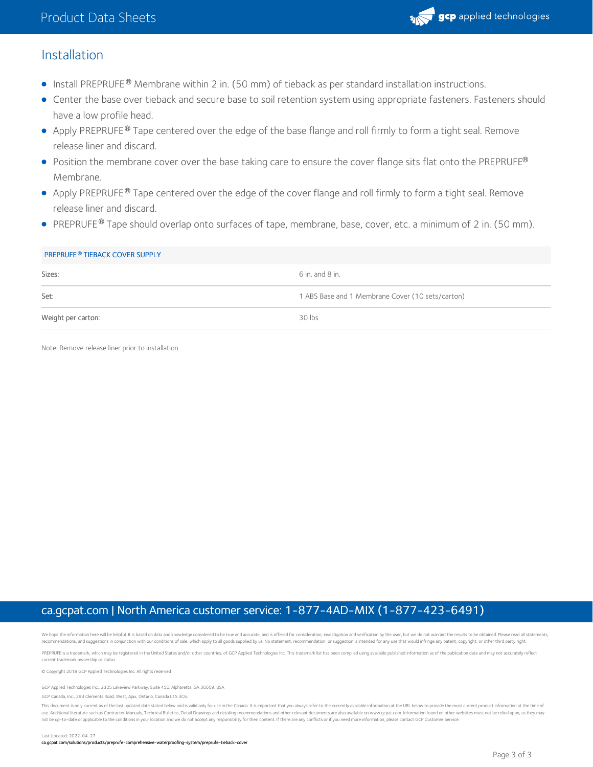## Installation

- Install PREPRUFE® Membrane within 2 in. (50 mm) of tieback as per standard installation instructions.
- Center the base over tieback and secure base to soil retention system using appropriate fasteners. Fasteners should have a low profile head.
- Apply PREPRUFE® Tape centered over the edge of the base flange and roll firmly to form a tight seal. Remove release liner and discard.
- Position the membrane cover over the base taking care to ensure the cover flange sits flat onto the PREPRUFE® Membrane.
- Apply PREPRUFE® Tape centered over the edge of the cover flange and roll firmly to form a tight seal. Remove release liner and discard.
- PREPRUFE® Tape should overlap onto surfaces of tape, membrane, base, cover, etc. a minimum of 2 in. (50 mm).

| PREPRUFE® TIEBACK COVER SUPPLY | |
|---|---|
| Sizes: | 6 in. and 8 in. |
| Set: | 1 ABS Base and 1 Membrane Cover (10 sets/carton) |
| Weight per carton: | 30 lbs |

Note: Remove release liner prior to installation.

ca.gcpat.com | North America customer service: 1-877-4AD-MIX (1-877-423-6491)

We hope the information here will be helpful. It is based on data and knowledge considered to be true and accurate, and is offered for consideration, investigation and verification by the user, but we do not warrant the results to be obtained. Please read all statements, recommendations, and suggestions in conjunction with our conditions of sale, which apply to all goods supplied by us. No statement, recommendation, or suggestion is intended for any use that would infringe any patent, copyright, or other third party right.

PREPRUFE is a trademark, which may be registered in the United States and/or other countries, of GCP Applied Technologies Inc. This trademark list has been compiled using available published information as of the publication date and may not accurately reflect current trademark ownership or status.

© Copyright 2018 GCP Applied Technologies Inc. All rights reserved

GCP Applied Technologies Inc., 2325 Lakeview Parkway, Suite 450, Alpharetta, GA 30009, USA

GCP Canada, Inc., 294 Clements Road, West, Ajax, Ontario, Canada L1S 3C6.

This document is only current as of the last updated date stated below and is valid only for use in the Canada. It is important that you always refer to the currently available information at the URL below to provide the most current product information at the time of use. Additional literature such as Contractor Manuals, Technical Bulletins, Detail Drawings and detailing recommendations and other relevant documents are also available on www.gcpat.com. Information found on other websites must not be relied upon, as they may not be up-to-date or applicable to the conditions in your location and we do not accept any responsibility for their content. If there are any conflicts or if you need more information, please contact GCP Customer Service.

Last Updated: 2022-04-27
ca.gcpat.com/solutions/products/preprufe-comprehensive-waterproofing-system/preprufe-tieback-cover